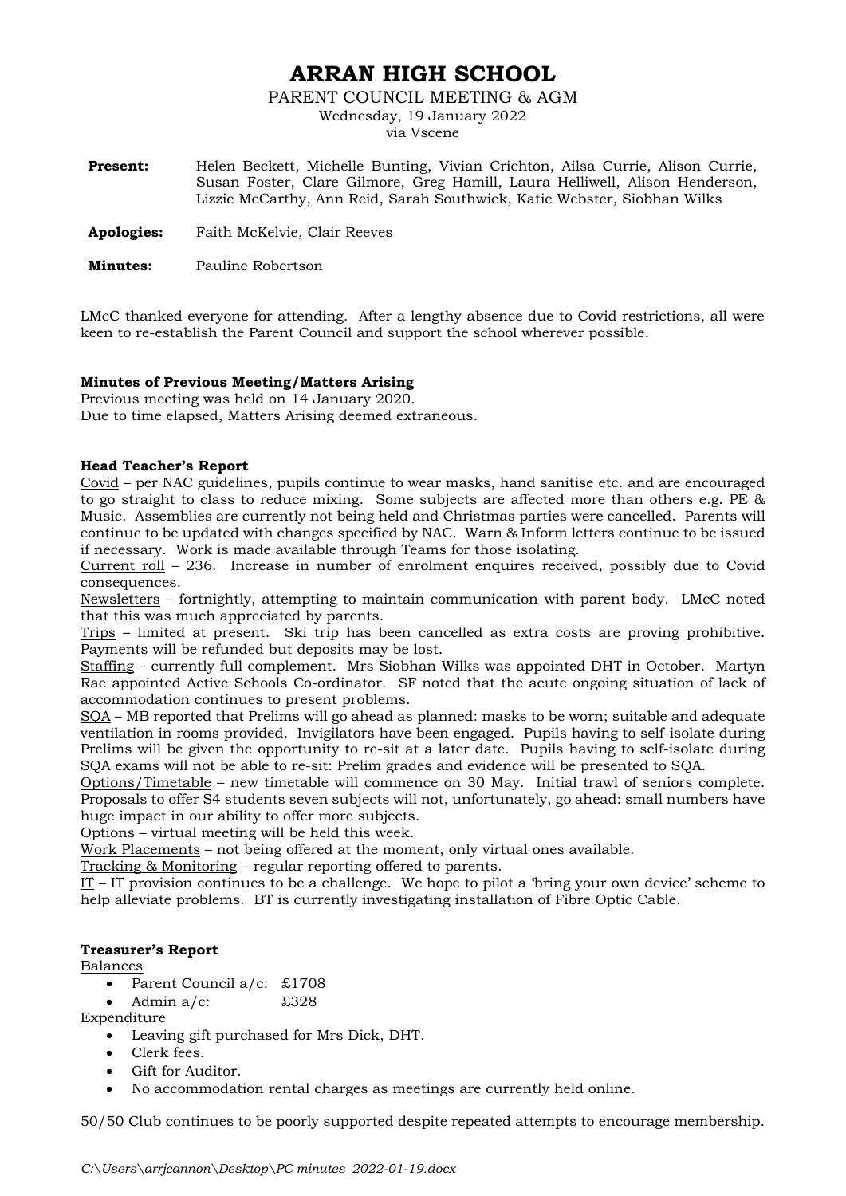# ARRAN HIGH SCHOOL

PARENT COUNCIL MEETING & AGM

Wednesday, 19 January 2022

via Vscene

**Present:** Helen Beckett, Michelle Bunting, Vivian Crichton, Ailsa Currie, Alison Currie, Susan Foster, Clare Gilmore, Greg Hamill, Laura Helliwell, Alison Henderson, Lizzie McCarthy, Ann Reid, Sarah Southwick, Katie Webster, Siobhan Wilks

**Apologies:** Faith McKelvie, Clair Reeves

**Minutes:** Pauline Robertson

LMcC thanked everyone for attending. After a lengthy absence due to Covid restrictions, all were keen to re-establish the Parent Council and support the school wherever possible.

**Minutes of Previous Meeting/Matters Arising**

Previous meeting was held on 14 January 2020.
Due to time elapsed, Matters Arising deemed extraneous.

**Head Teacher's Report**

Covid – per NAC guidelines, pupils continue to wear masks, hand sanitise etc. and are encouraged to go straight to class to reduce mixing. Some subjects are affected more than others e.g. PE & Music. Assemblies are currently not being held and Christmas parties were cancelled. Parents will continue to be updated with changes specified by NAC. Warn & Inform letters continue to be issued if necessary. Work is made available through Teams for those isolating.

Current roll – 236. Increase in number of enrolment enquires received, possibly due to Covid consequences.

Newsletters – fortnightly, attempting to maintain communication with parent body. LMcC noted that this was much appreciated by parents.

Trips – limited at present. Ski trip has been cancelled as extra costs are proving prohibitive. Payments will be refunded but deposits may be lost.

Staffing – currently full complement. Mrs Siobhan Wilks was appointed DHT in October. Martyn Rae appointed Active Schools Co-ordinator. SF noted that the acute ongoing situation of lack of accommodation continues to present problems.

SQA – MB reported that Prelims will go ahead as planned: masks to be worn; suitable and adequate ventilation in rooms provided. Invigilators have been engaged. Pupils having to self-isolate during Prelims will be given the opportunity to re-sit at a later date. Pupils having to self-isolate during SQA exams will not be able to re-sit: Prelim grades and evidence will be presented to SQA.

Options/Timetable – new timetable will commence on 30 May. Initial trawl of seniors complete. Proposals to offer S4 students seven subjects will not, unfortunately, go ahead: small numbers have huge impact in our ability to offer more subjects.

Options – virtual meeting will be held this week.

Work Placements – not being offered at the moment, only virtual ones available.

Tracking & Monitoring – regular reporting offered to parents.

IT – IT provision continues to be a challenge. We hope to pilot a 'bring your own device' scheme to help alleviate problems. BT is currently investigating installation of Fibre Optic Cable.

**Treasurer's Report**

Balances

- Parent Council a/c: £1708
- Admin a/c: £328

Expenditure

- Leaving gift purchased for Mrs Dick, DHT.
- Clerk fees.
- Gift for Auditor.
- No accommodation rental charges as meetings are currently held online.

50/50 Club continues to be poorly supported despite repeated attempts to encourage membership.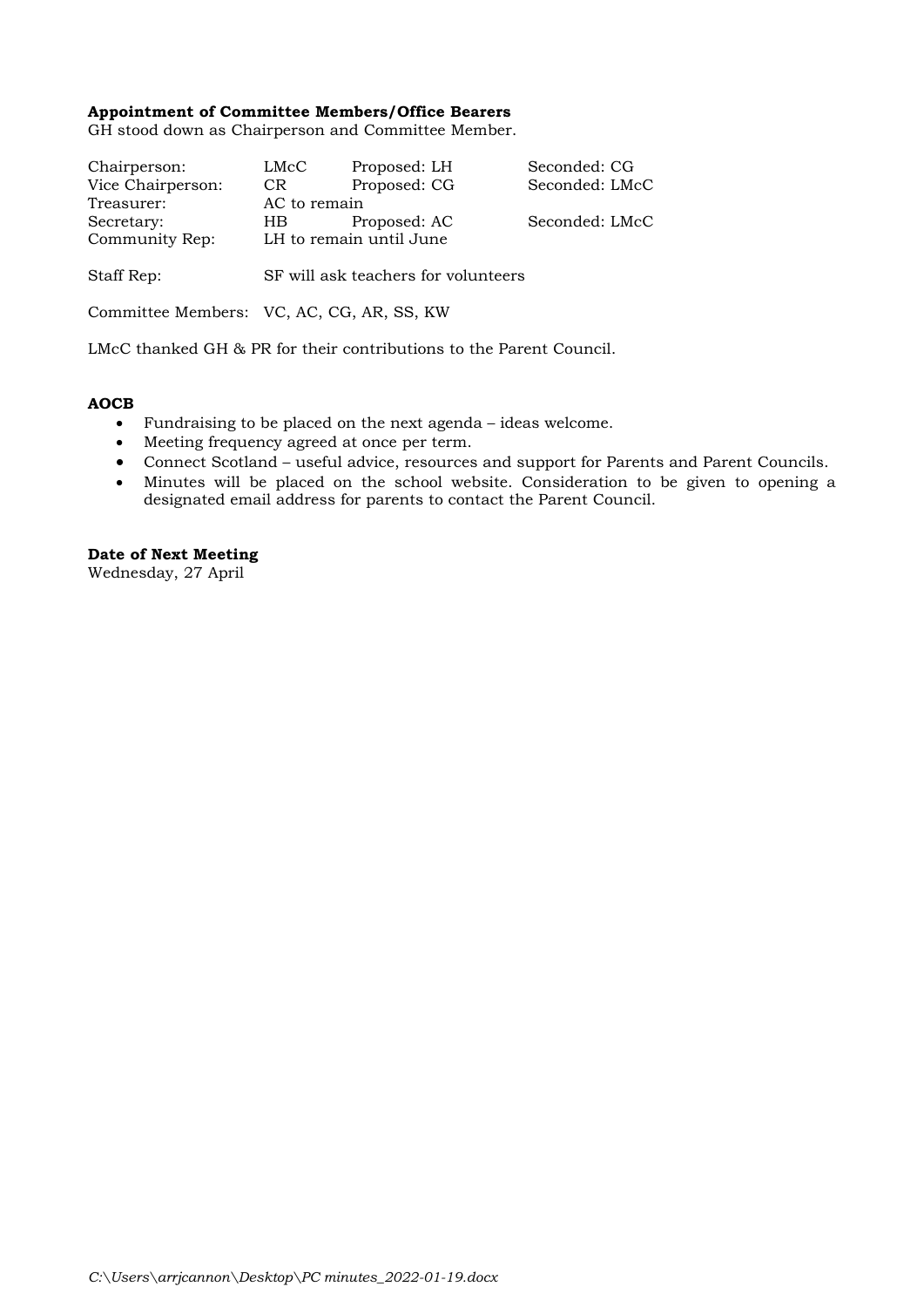**Appointment of Committee Members/Office Bearers**

GH stood down as Chairperson and Committee Member.

| | | | |
|---|---|---|---|
| Chairperson: | LMcC | Proposed: LH | Seconded: CG |
| Vice Chairperson: | CR | Proposed: CG | Seconded: LMcC |
| Treasurer: | AC to remain | | |
| Secretary: | HB | Proposed: AC | Seconded: LMcC |
| Community Rep: | LH to remain until June | | |
| Staff Rep: | SF will ask teachers for volunteers | | |

Committee Members: VC, AC, CG, AR, SS, KW

LMcC thanked GH & PR for their contributions to the Parent Council.

**AOCB**

- Fundraising to be placed on the next agenda – ideas welcome.
- Meeting frequency agreed at once per term.
- Connect Scotland – useful advice, resources and support for Parents and Parent Councils.
- Minutes will be placed on the school website. Consideration to be given to opening a designated email address for parents to contact the Parent Council.

**Date of Next Meeting**

Wednesday, 27 April